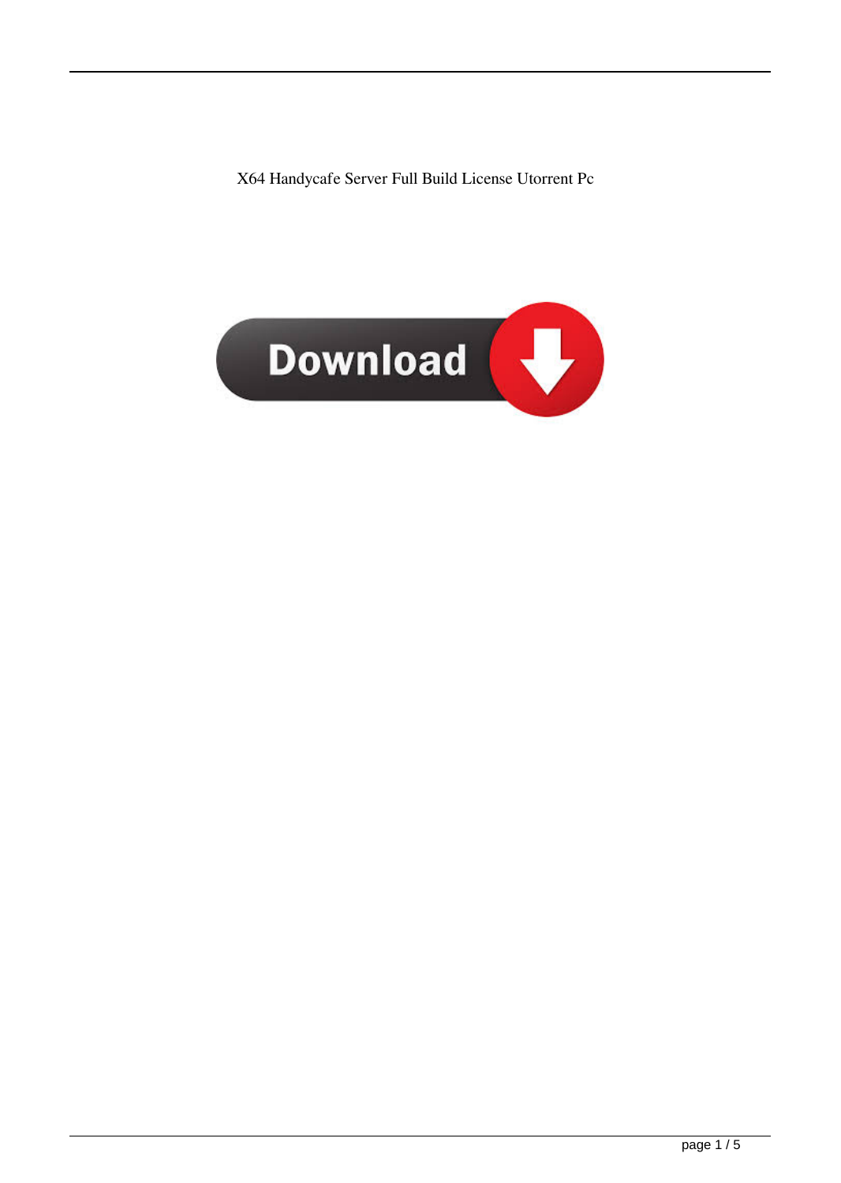X64 Handycafe Server Full Build License Utorrent Pc

Download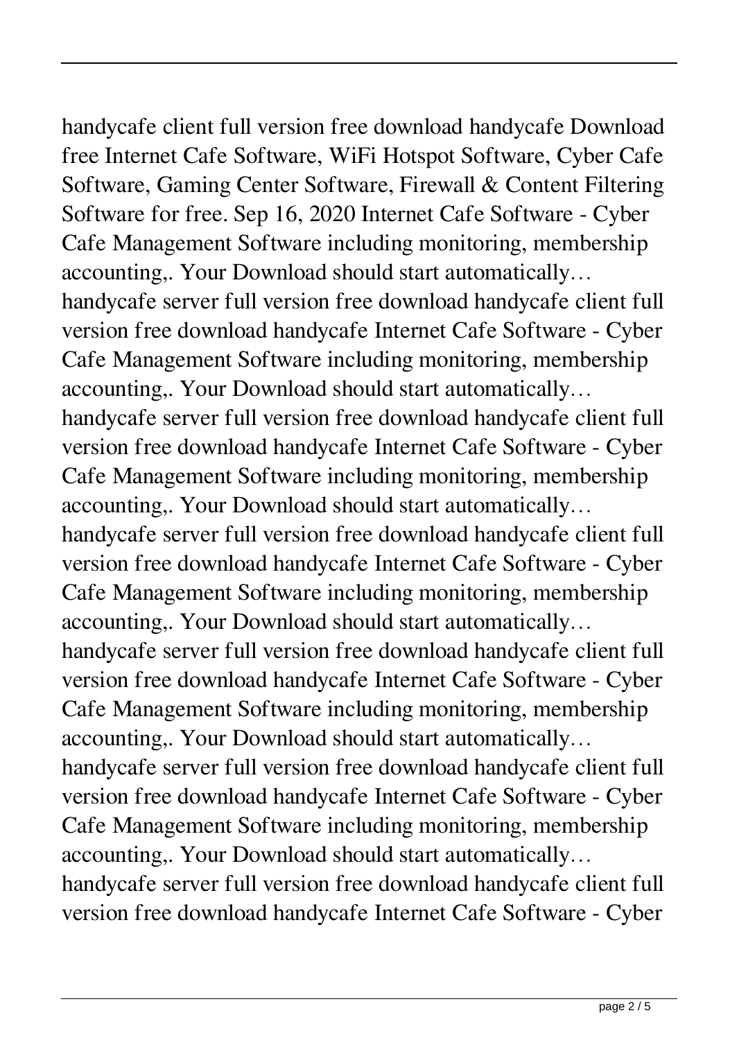handycafe client full version free download handycafe Download free Internet Cafe Software, WiFi Hotspot Software, Cyber Cafe Software, Gaming Center Software, Firewall & Content Filtering Software for free. Sep 16, 2020 Internet Cafe Software - Cyber Cafe Management Software including monitoring, membership accounting,. Your Download should start automatically… handycafe server full version free download handycafe client full version free download handycafe Internet Cafe Software - Cyber Cafe Management Software including monitoring, membership accounting,. Your Download should start automatically… handycafe server full version free download handycafe client full version free download handycafe Internet Cafe Software - Cyber Cafe Management Software including monitoring, membership accounting,. Your Download should start automatically… handycafe server full version free download handycafe client full version free download handycafe Internet Cafe Software - Cyber Cafe Management Software including monitoring, membership accounting,. Your Download should start automatically… handycafe server full version free download handycafe client full version free download handycafe Internet Cafe Software - Cyber Cafe Management Software including monitoring, membership accounting,. Your Download should start automatically… handycafe server full version free download handycafe client full version free download handycafe Internet Cafe Software - Cyber Cafe Management Software including monitoring, membership accounting,. Your Download should start automatically… handycafe server full version free download handycafe client full version free download handycafe Internet Cafe Software - Cyber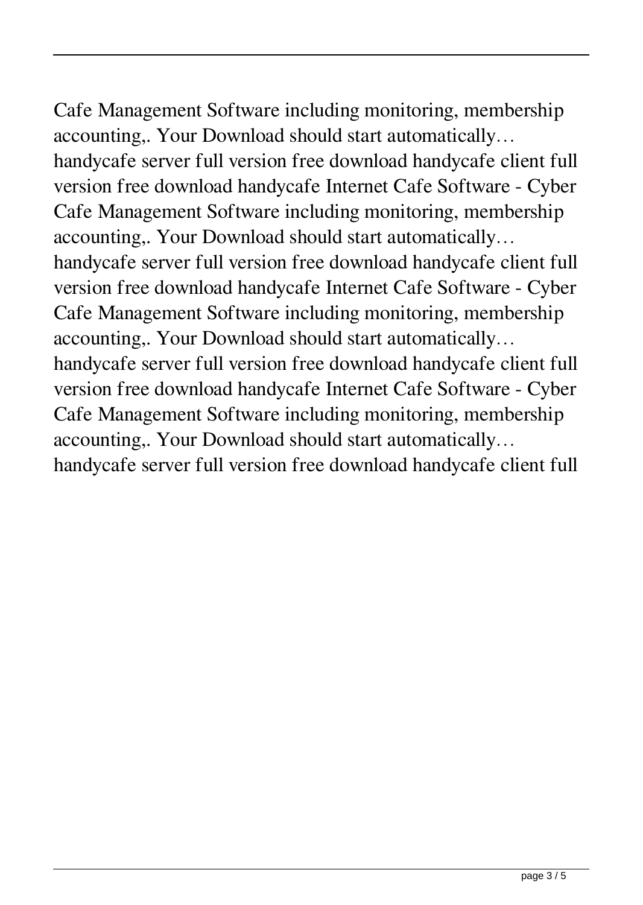Cafe Management Software including monitoring, membership accounting,. Your Download should start automatically… handycafe server full version free download handycafe client full version free download handycafe Internet Cafe Software - Cyber Cafe Management Software including monitoring, membership accounting,. Your Download should start automatically… handycafe server full version free download handycafe client full version free download handycafe Internet Cafe Software - Cyber Cafe Management Software including monitoring, membership accounting,. Your Download should start automatically… handycafe server full version free download handycafe client full version free download handycafe Internet Cafe Software - Cyber Cafe Management Software including monitoring, membership accounting,. Your Download should start automatically… handycafe server full version free download handycafe client full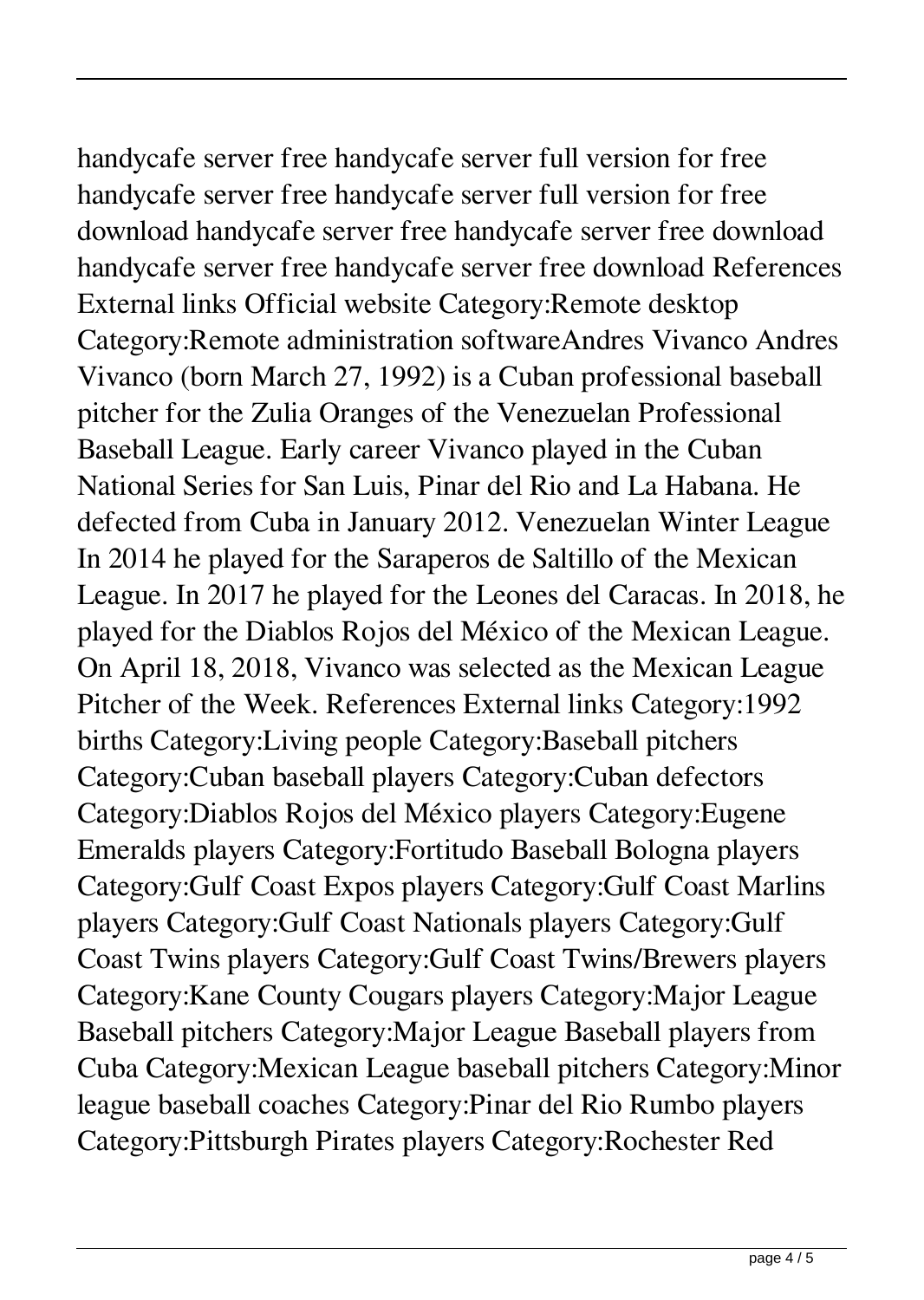handycafe server free handycafe server full version for free handycafe server free handycafe server full version for free download handycafe server free handycafe server free download handycafe server free handycafe server free download References External links Official website Category:Remote desktop Category:Remote administration softwareAndres Vivanco Andres Vivanco (born March 27, 1992) is a Cuban professional baseball pitcher for the Zulia Oranges of the Venezuelan Professional Baseball League. Early career Vivanco played in the Cuban National Series for San Luis, Pinar del Rio and La Habana. He defected from Cuba in January 2012. Venezuelan Winter League In 2014 he played for the Saraperos de Saltillo of the Mexican League. In 2017 he played for the Leones del Caracas. In 2018, he played for the Diablos Rojos del México of the Mexican League. On April 18, 2018, Vivanco was selected as the Mexican League Pitcher of the Week. References External links Category:1992 births Category:Living people Category:Baseball pitchers Category:Cuban baseball players Category:Cuban defectors Category:Diablos Rojos del México players Category:Eugene Emeralds players Category:Fortitudo Baseball Bologna players Category:Gulf Coast Expos players Category:Gulf Coast Marlins players Category:Gulf Coast Nationals players Category:Gulf Coast Twins players Category:Gulf Coast Twins/Brewers players Category:Kane County Cougars players Category:Major League Baseball pitchers Category:Major League Baseball players from Cuba Category:Mexican League baseball pitchers Category:Minor league baseball coaches Category:Pinar del Rio Rumbo players Category:Pittsburgh Pirates players Category:Rochester Red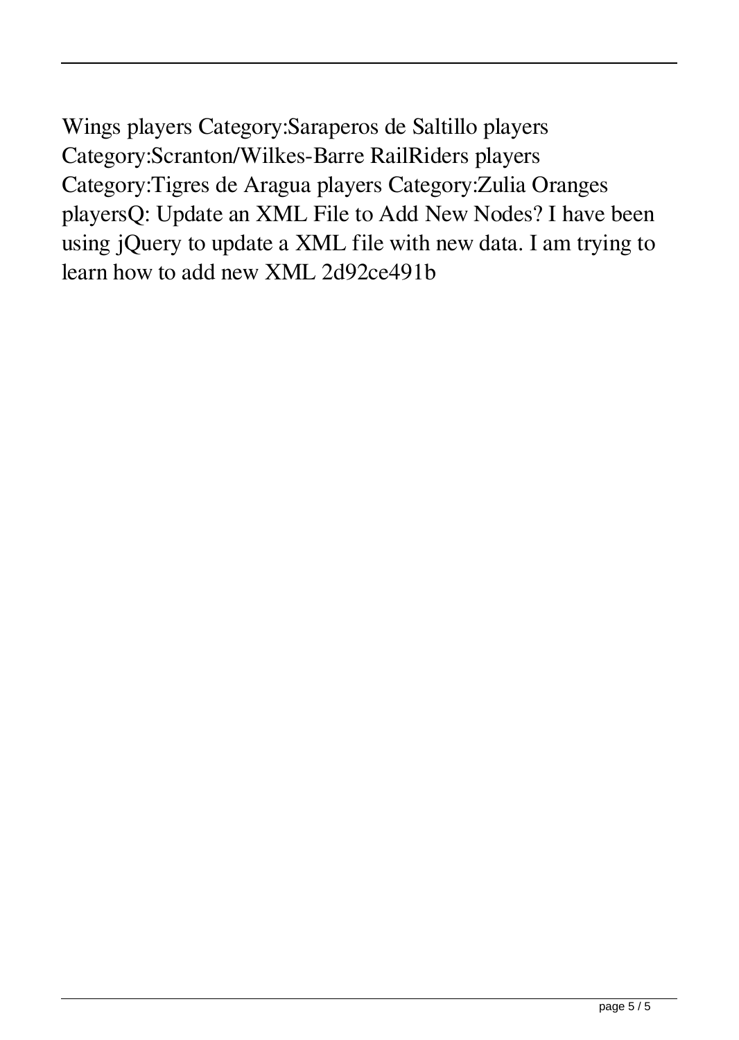Wings players Category:Saraperos de Saltillo players Category:Scranton/Wilkes-Barre RailRiders players Category:Tigres de Aragua players Category:Zulia Oranges playersQ: Update an XML File to Add New Nodes? I have been using jQuery to update a XML file with new data. I am trying to learn how to add new XML 2d92ce491b